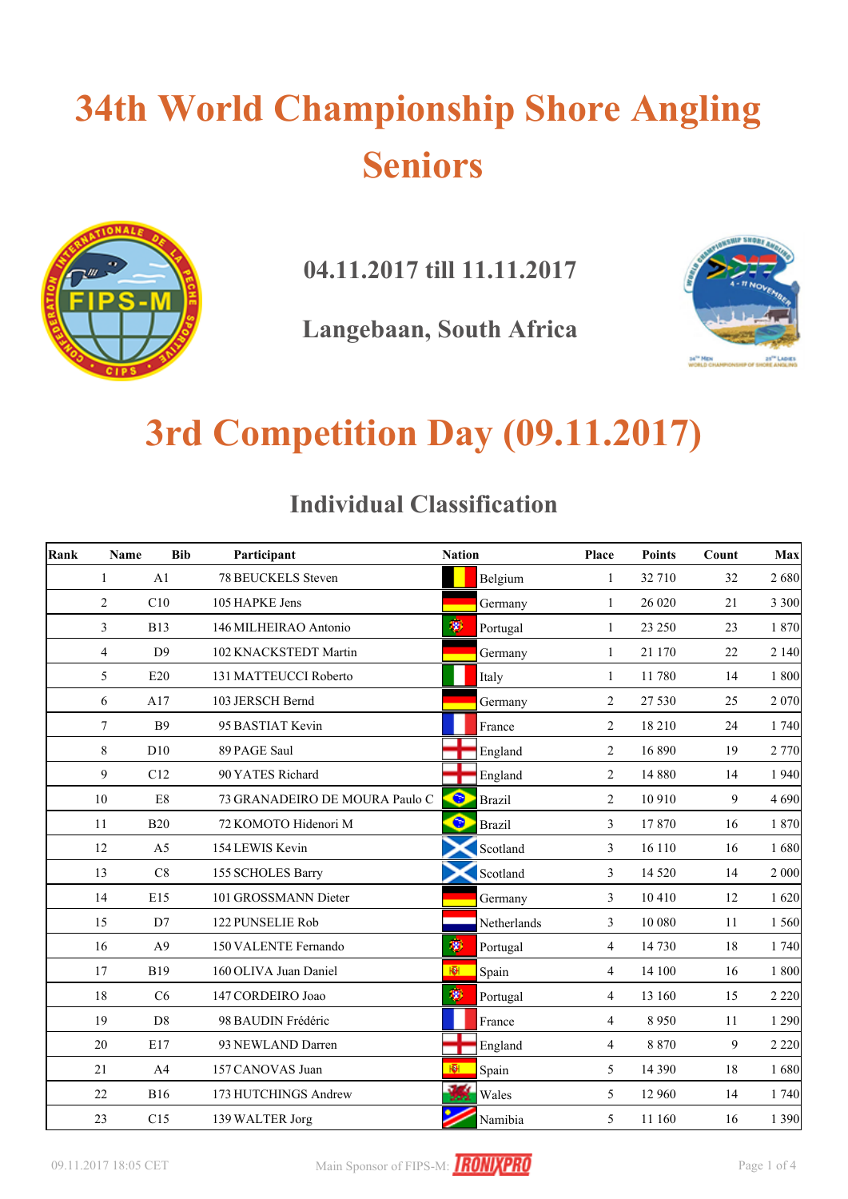# 34th World Championship Shore Angling Seniors

## 04.11.2017 till 11.11.2017

## Langebaan, South Africa

# 3rd Competition Day (09.11.2017)

## Individual Classification

| Rank | Name | Bib | Participant | Nation | Place | Points | Count | Max |
|---|---|---|---|---|---|---|---|---|
| 1 | A1 | 78 | BEUCKELS Steven | Belgium | 1 | 32 710 | 32 | 2 680 |
| 2 | C10 | 105 | HAPKE Jens | Germany | 1 | 26 020 | 21 | 3 300 |
| 3 | B13 | 146 | MILHEIRAO Antonio | Portugal | 1 | 23 250 | 23 | 1 870 |
| 4 | D9 | 102 | KNACKSTEDT Martin | Germany | 1 | 21 170 | 22 | 2 140 |
| 5 | E20 | 131 | MATTEUCCI Roberto | Italy | 1 | 11 780 | 14 | 1 800 |
| 6 | A17 | 103 | JERSCH Bernd | Germany | 2 | 27 530 | 25 | 2 070 |
| 7 | B9 | 95 | BASTIAT Kevin | France | 2 | 18 210 | 24 | 1 740 |
| 8 | D10 | 89 | PAGE Saul | England | 2 | 16 890 | 19 | 2 770 |
| 9 | C12 | 90 | YATES Richard | England | 2 | 14 880 | 14 | 1 940 |
| 10 | E8 | 73 | GRANADEIRO DE MOURA Paulo C | Brazil | 2 | 10 910 | 9 | 4 690 |
| 11 | B20 | 72 | KOMOTO Hidenori M | Brazil | 3 | 17 870 | 16 | 1 870 |
| 12 | A5 | 154 | LEWIS Kevin | Scotland | 3 | 16 110 | 16 | 1 680 |
| 13 | C8 | 155 | SCHOLES Barry | Scotland | 3 | 14 520 | 14 | 2 000 |
| 14 | E15 | 101 | GROSSMANN Dieter | Germany | 3 | 10 410 | 12 | 1 620 |
| 15 | D7 | 122 | PUNSELIE Rob | Netherlands | 3 | 10 080 | 11 | 1 560 |
| 16 | A9 | 150 | VALENTE Fernando | Portugal | 4 | 14 730 | 18 | 1 740 |
| 17 | B19 | 160 | OLIVA Juan Daniel | Spain | 4 | 14 100 | 16 | 1 800 |
| 18 | C6 | 147 | CORDEIRO Joao | Portugal | 4 | 13 160 | 15 | 2 220 |
| 19 | D8 | 98 | BAUDIN Frédéric | France | 4 | 8 950 | 11 | 1 290 |
| 20 | E17 | 93 | NEWLAND Darren | England | 4 | 8 870 | 9 | 2 220 |
| 21 | A4 | 157 | CANOVAS Juan | Spain | 5 | 14 390 | 18 | 1 680 |
| 22 | B16 | 173 | HUTCHINGS Andrew | Wales | 5 | 12 960 | 14 | 1 740 |
| 23 | C15 | 139 | WALTER Jorg | Namibia | 5 | 11 160 | 16 | 1 390 |

09.11.2017 18:05 CET

Main Sponsor of FIPS-M: IRONIXPRO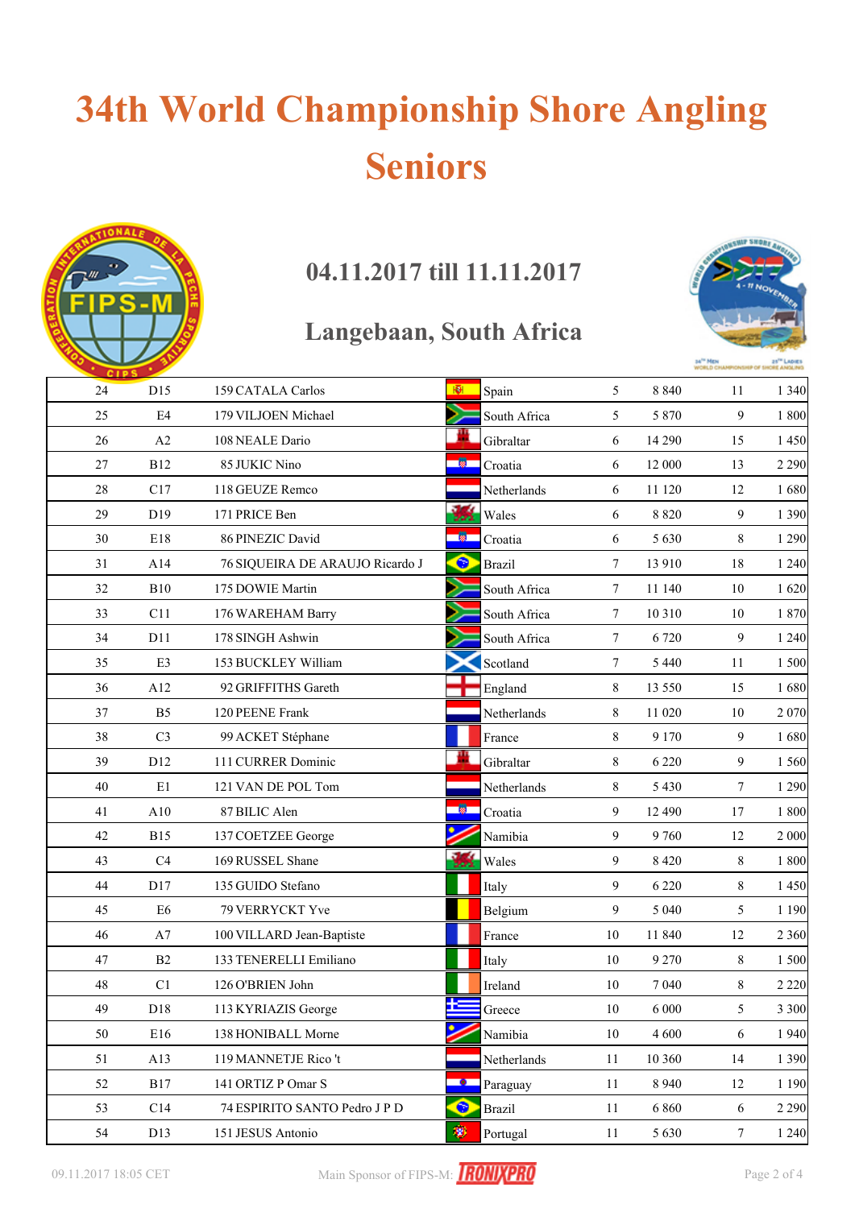# 34th World Championship Shore Angling Seniors

## 04.11.2017 till 11.11.2017

## Langebaan, South Africa

| | | | | | | | |
|---|---|---|---|---|---|---|---|
| 24 | D15 | 159 CATALA Carlos | Spain | 5 | 8 840 | 11 | 1 340 |
| 25 | E4 | 179 VILJOEN Michael | South Africa | 5 | 5 870 | 9 | 1 800 |
| 26 | A2 | 108 NEALE Dario | Gibraltar | 6 | 14 290 | 15 | 1 450 |
| 27 | B12 | 85 JUKIC Nino | Croatia | 6 | 12 000 | 13 | 2 290 |
| 28 | C17 | 118 GEUZE Remco | Netherlands | 6 | 11 120 | 12 | 1 680 |
| 29 | D19 | 171 PRICE Ben | Wales | 6 | 8 820 | 9 | 1 390 |
| 30 | E18 | 86 PINEZIC David | Croatia | 6 | 5 630 | 8 | 1 290 |
| 31 | A14 | 76 SIQUEIRA DE ARAUJO Ricardo J | Brazil | 7 | 13 910 | 18 | 1 240 |
| 32 | B10 | 175 DOWIE Martin | South Africa | 7 | 11 140 | 10 | 1 620 |
| 33 | C11 | 176 WAREHAM Barry | South Africa | 7 | 10 310 | 10 | 1 870 |
| 34 | D11 | 178 SINGH Ashwin | South Africa | 7 | 6 720 | 9 | 1 240 |
| 35 | E3 | 153 BUCKLEY William | Scotland | 7 | 5 440 | 11 | 1 500 |
| 36 | A12 | 92 GRIFFITHS Gareth | England | 8 | 13 550 | 15 | 1 680 |
| 37 | B5 | 120 PEENE Frank | Netherlands | 8 | 11 020 | 10 | 2 070 |
| 38 | C3 | 99 ACKET Stéphane | France | 8 | 9 170 | 9 | 1 680 |
| 39 | D12 | 111 CURRER Dominic | Gibraltar | 8 | 6 220 | 9 | 1 560 |
| 40 | E1 | 121 VAN DE POL Tom | Netherlands | 8 | 5 430 | 7 | 1 290 |
| 41 | A10 | 87 BILIC Alen | Croatia | 9 | 12 490 | 17 | 1 800 |
| 42 | B15 | 137 COETZEE George | Namibia | 9 | 9 760 | 12 | 2 000 |
| 43 | C4 | 169 RUSSEL Shane | Wales | 9 | 8 420 | 8 | 1 800 |
| 44 | D17 | 135 GUIDO Stefano | Italy | 9 | 6 220 | 8 | 1 450 |
| 45 | E6 | 79 VERRYCKT Yve | Belgium | 9 | 5 040 | 5 | 1 190 |
| 46 | A7 | 100 VILLARD Jean-Baptiste | France | 10 | 11 840 | 12 | 2 360 |
| 47 | B2 | 133 TENERELLI Emiliano | Italy | 10 | 9 270 | 8 | 1 500 |
| 48 | C1 | 126 O'BRIEN John | Ireland | 10 | 7 040 | 8 | 2 220 |
| 49 | D18 | 113 KYRIAZIS George | Greece | 10 | 6 000 | 5 | 3 300 |
| 50 | E16 | 138 HONIBALL Morne | Namibia | 10 | 4 600 | 6 | 1 940 |
| 51 | A13 | 119 MANNETJE Rico 't | Netherlands | 11 | 10 360 | 14 | 1 390 |
| 52 | B17 | 141 ORTIZ P Omar S | Paraguay | 11 | 8 940 | 12 | 1 190 |
| 53 | C14 | 74 ESPIRITO SANTO Pedro J P D | Brazil | 11 | 6 860 | 6 | 2 290 |
| 54 | D13 | 151 JESUS Antonio | Portugal | 11 | 5 630 | 7 | 1 240 |

09.11.2017 18:05 CET

Main Sponsor of FIPS-M: IRONIXPRO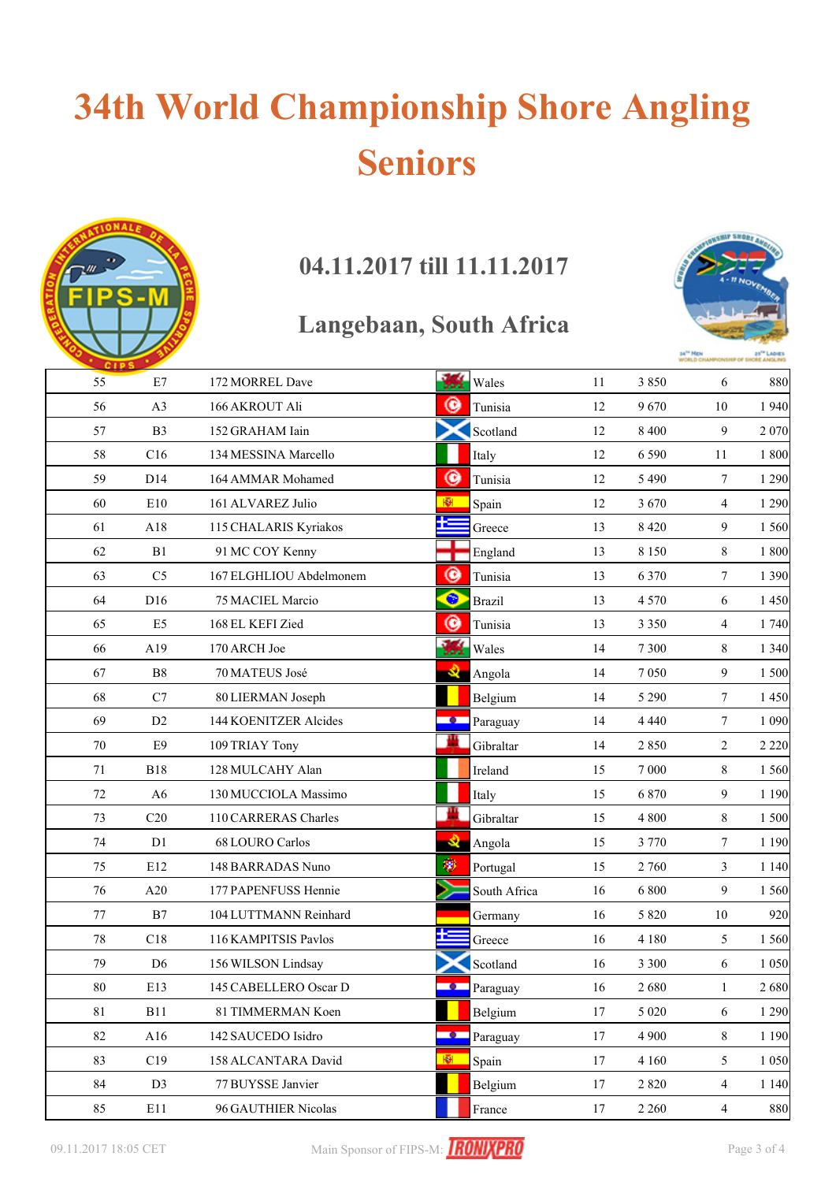# 34th World Championship Shore Angling Seniors

## 04.11.2017 till 11.11.2017

## Langebaan, South Africa

| | | | | | | | |
|---|---|---|---|---|---|---|---|
| 55 | E7 | 172 MORREL Dave | Wales | 11 | 3 850 | 6 | 880 |
| 56 | A3 | 166 AKROUT Ali | Tunisia | 12 | 9 670 | 10 | 1 940 |
| 57 | B3 | 152 GRAHAM Iain | Scotland | 12 | 8 400 | 9 | 2 070 |
| 58 | C16 | 134 MESSINA Marcello | Italy | 12 | 6 590 | 11 | 1 800 |
| 59 | D14 | 164 AMMAR Mohamed | Tunisia | 12 | 5 490 | 7 | 1 290 |
| 60 | E10 | 161 ALVAREZ Julio | Spain | 12 | 3 670 | 4 | 1 290 |
| 61 | A18 | 115 CHALARIS Kyriakos | Greece | 13 | 8 420 | 9 | 1 560 |
| 62 | B1 | 91 MC COY Kenny | England | 13 | 8 150 | 8 | 1 800 |
| 63 | C5 | 167 ELGHLIOU Abdelmonem | Tunisia | 13 | 6 370 | 7 | 1 390 |
| 64 | D16 | 75 MACIEL Marcio | Brazil | 13 | 4 570 | 6 | 1 450 |
| 65 | E5 | 168 EL KEFI Zied | Tunisia | 13 | 3 350 | 4 | 1 740 |
| 66 | A19 | 170 ARCH Joe | Wales | 14 | 7 300 | 8 | 1 340 |
| 67 | B8 | 70 MATEUS José | Angola | 14 | 7 050 | 9 | 1 500 |
| 68 | C7 | 80 LIERMAN Joseph | Belgium | 14 | 5 290 | 7 | 1 450 |
| 69 | D2 | 144 KOENITZER Alcides | Paraguay | 14 | 4 440 | 7 | 1 090 |
| 70 | E9 | 109 TRIAY Tony | Gibraltar | 14 | 2 850 | 2 | 2 220 |
| 71 | B18 | 128 MULCAHY Alan | Ireland | 15 | 7 000 | 8 | 1 560 |
| 72 | A6 | 130 MUCCIOLA Massimo | Italy | 15 | 6 870 | 9 | 1 190 |
| 73 | C20 | 110 CARRERAS Charles | Gibraltar | 15 | 4 800 | 8 | 1 500 |
| 74 | D1 | 68 LOURO Carlos | Angola | 15 | 3 770 | 7 | 1 190 |
| 75 | E12 | 148 BARRADAS Nuno | Portugal | 15 | 2 760 | 3 | 1 140 |
| 76 | A20 | 177 PAPENFUSS Hennie | South Africa | 16 | 6 800 | 9 | 1 560 |
| 77 | B7 | 104 LUTTMANN Reinhard | Germany | 16 | 5 820 | 10 | 920 |
| 78 | C18 | 116 KAMPITSIS Pavlos | Greece | 16 | 4 180 | 5 | 1 560 |
| 79 | D6 | 156 WILSON Lindsay | Scotland | 16 | 3 300 | 6 | 1 050 |
| 80 | E13 | 145 CABELLERO Oscar D | Paraguay | 16 | 2 680 | 1 | 2 680 |
| 81 | B11 | 81 TIMMERMAN Koen | Belgium | 17 | 5 020 | 6 | 1 290 |
| 82 | A16 | 142 SAUCEDO Isidro | Paraguay | 17 | 4 900 | 8 | 1 190 |
| 83 | C19 | 158 ALCANTARA David | Spain | 17 | 4 160 | 5 | 1 050 |
| 84 | D3 | 77 BUYSSE Janvier | Belgium | 17 | 2 820 | 4 | 1 140 |
| 85 | E11 | 96 GAUTHIER Nicolas | France | 17 | 2 260 | 4 | 880 |

09.11.2017 18:05 CET Main Sponsor of FIPS-M: IRONIXPRO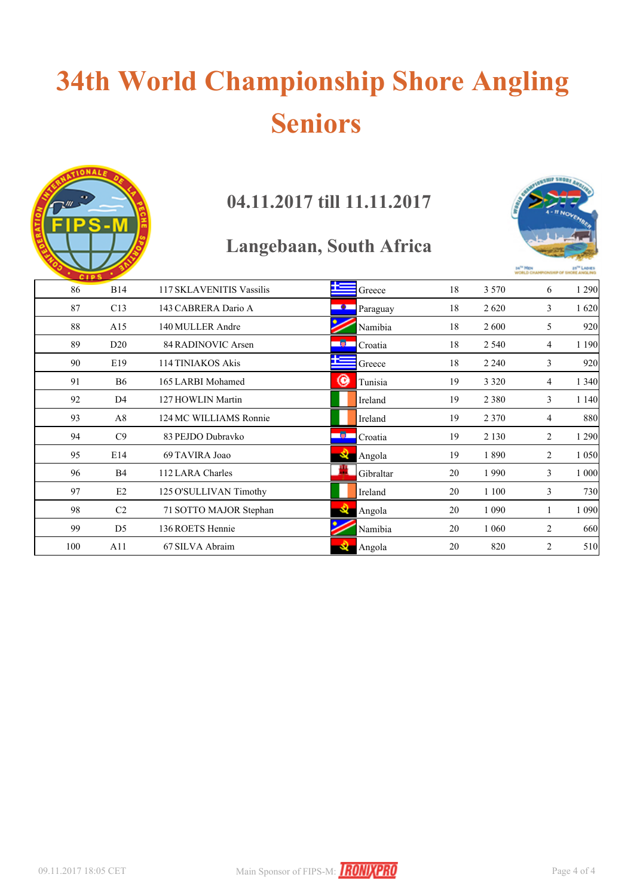# 34th World Championship Shore Angling Seniors

## 04.11.2017 till 11.11.2017

## Langebaan, South Africa

| | | | | | | | |
|---|---|---|---|---|---|---|---|
| 86 | B14 | 117 SKLAVENITIS Vassilis | Greece | 18 | 3 570 | 6 | 1 290 |
| 87 | C13 | 143 CABRERA Dario A | Paraguay | 18 | 2 620 | 3 | 1 620 |
| 88 | A15 | 140 MULLER Andre | Namibia | 18 | 2 600 | 5 | 920 |
| 89 | D20 | 84 RADINOVIC Arsen | Croatia | 18 | 2 540 | 4 | 1 190 |
| 90 | E19 | 114 TINIAKOS Akis | Greece | 18 | 2 240 | 3 | 920 |
| 91 | B6 | 165 LARBI Mohamed | Tunisia | 19 | 3 320 | 4 | 1 340 |
| 92 | D4 | 127 HOWLIN Martin | Ireland | 19 | 2 380 | 3 | 1 140 |
| 93 | A8 | 124 MC WILLIAMS Ronnie | Ireland | 19 | 2 370 | 4 | 880 |
| 94 | C9 | 83 PEJDO Dubravko | Croatia | 19 | 2 130 | 2 | 1 290 |
| 95 | E14 | 69 TAVIRA Joao | Angola | 19 | 1 890 | 2 | 1 050 |
| 96 | B4 | 112 LARA Charles | Gibraltar | 20 | 1 990 | 3 | 1 000 |
| 97 | E2 | 125 O'SULLIVAN Timothy | Ireland | 20 | 1 100 | 3 | 730 |
| 98 | C2 | 71 SOTTO MAJOR Stephan | Angola | 20 | 1 090 | 1 | 1 090 |
| 99 | D5 | 136 ROETS Hennie | Namibia | 20 | 1 060 | 2 | 660 |
| 100 | A11 | 67 SILVA Abraim | Angola | 20 | 820 | 2 | 510 |

09.11.2017 18:05 CET

Main Sponsor of FIPS-M: IRONIXPRO